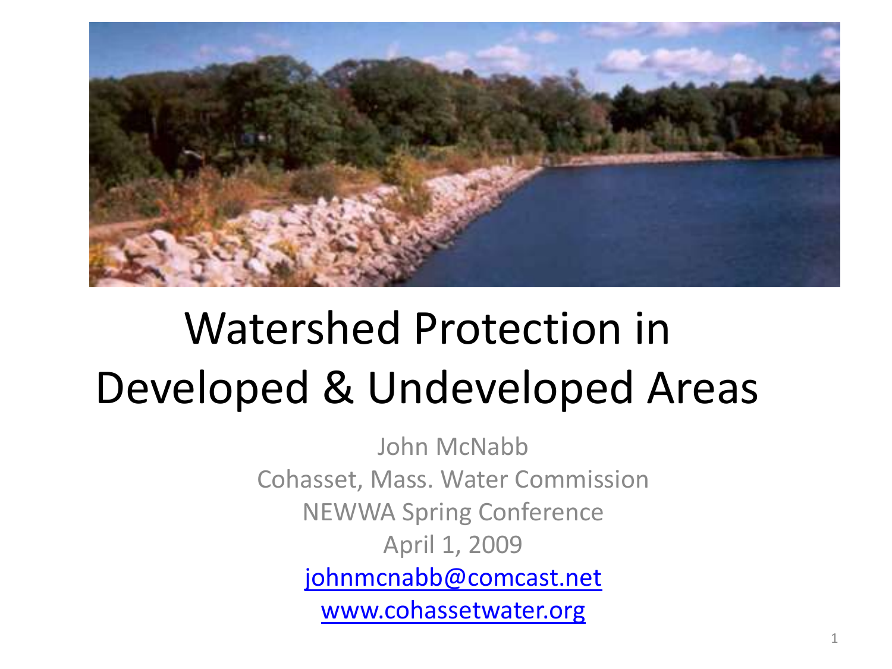# Watershed Protection in Developed & Undeveloped Areas

John McNabb

Cohasset, Mass. Water Commission

NEWWA Spring Conference

April 1, 2009

johnmcnabb@comcast.net

www.cohassetwater.org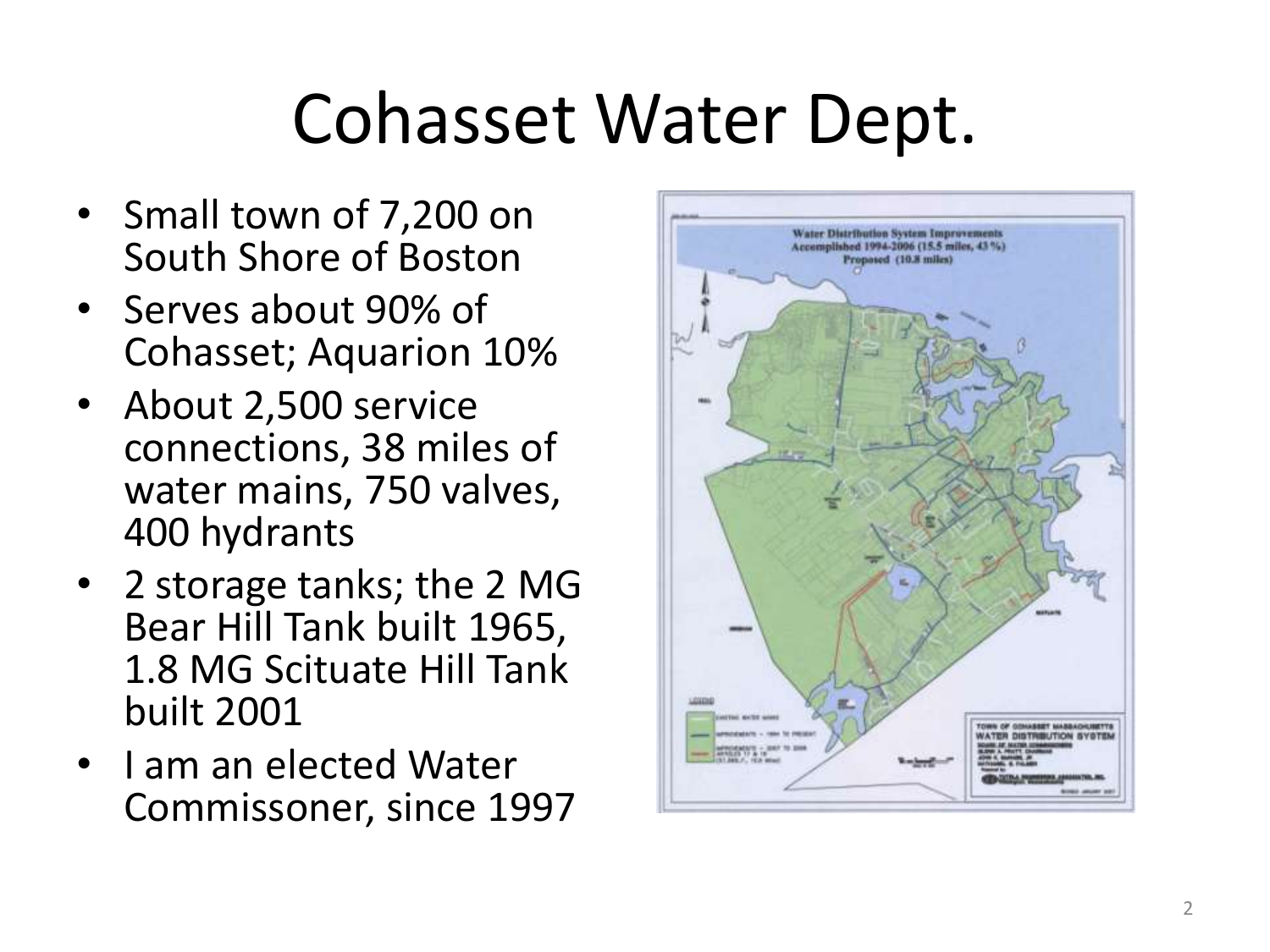# Cohasset Water Dept.

- Small town of 7,200 on South Shore of Boston
- Serves about 90% of Cohasset; Aquarion 10%
- About 2,500 service connections, 38 miles of water mains, 750 valves, 400 hydrants
- 2 storage tanks; the 2 MG Bear Hill Tank built 1965, 1.8 MG Scituate Hill Tank built 2001
- I am an elected Water Commissoner, since 1997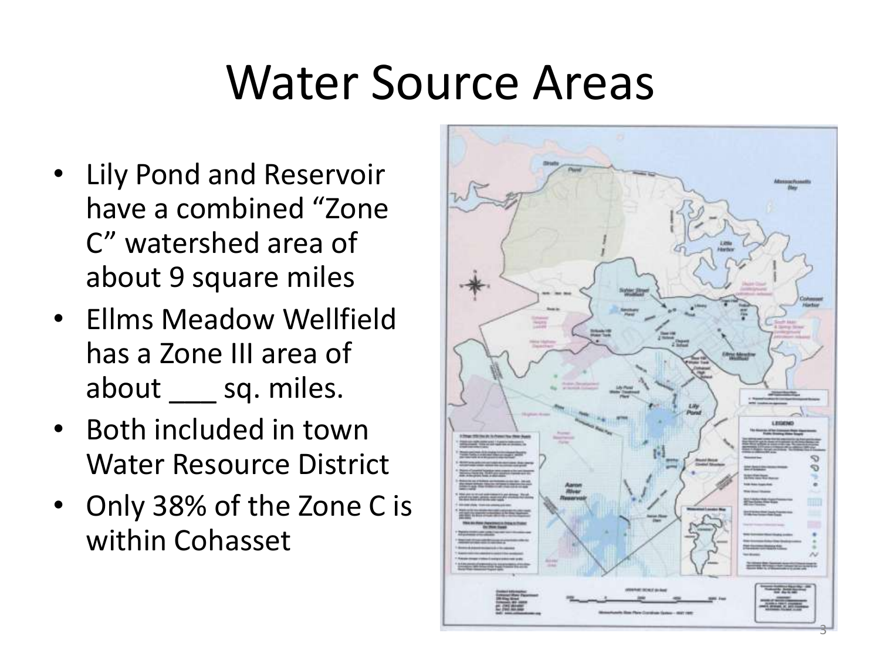# Water Source Areas

- Lily Pond and Reservoir have a combined "Zone C" watershed area of about 9 square miles
- Ellms Meadow Wellfield has a Zone III area of about ___ sq. miles.
- Both included in town Water Resource District
- Only 38% of the Zone C is within Cohasset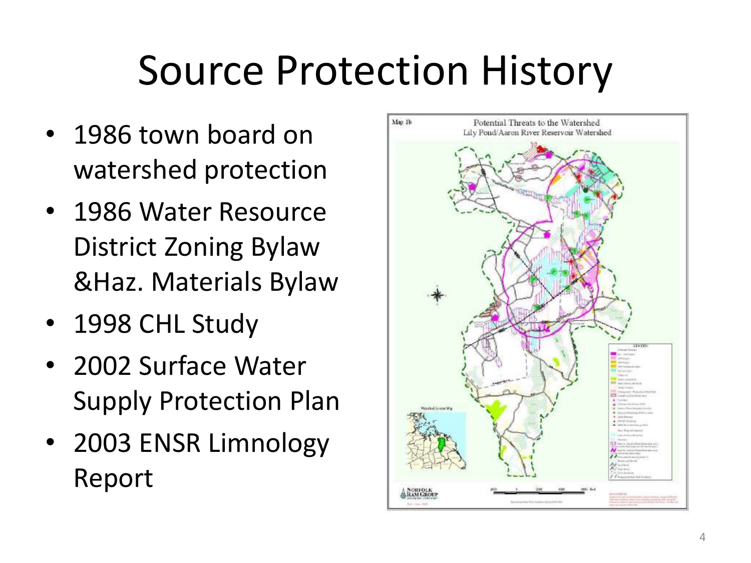# Source Protection History

- 1986 town board on watershed protection
- 1986 Water Resource District Zoning Bylaw &Haz. Materials Bylaw
- 1998 CHL Study
- 2002 Surface Water Supply Protection Plan
- 2003 ENSR Limnology Report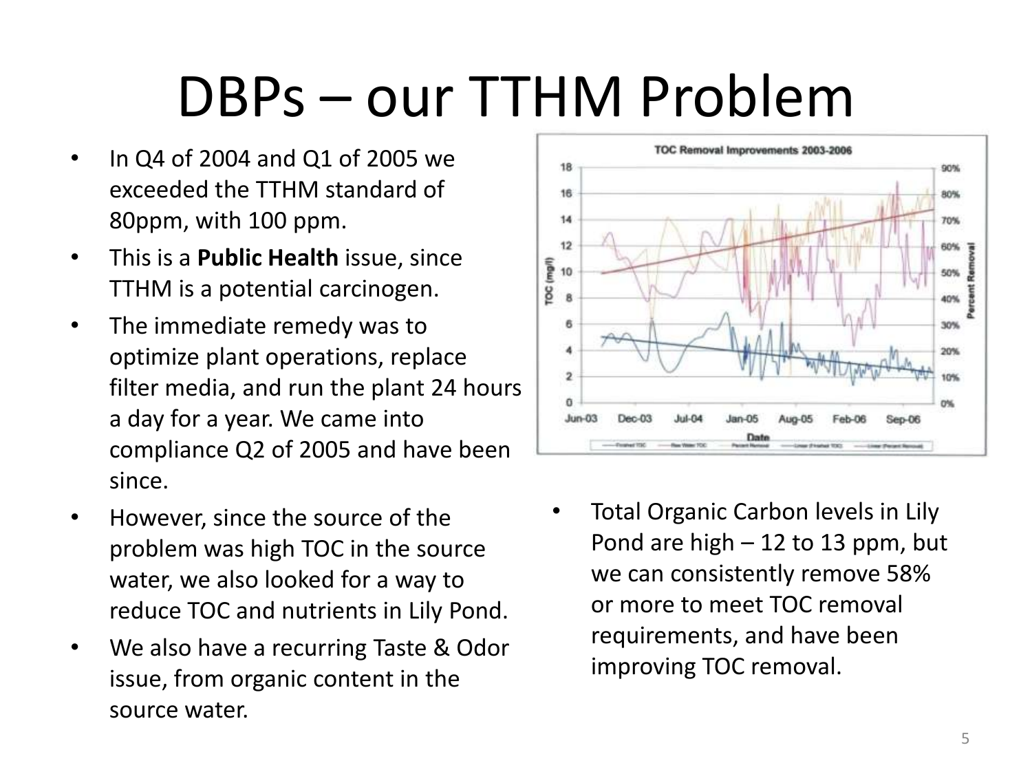# DBPs – our TTHM Problem

- In Q4 of 2004 and Q1 of 2005 we exceeded the TTHM standard of 80ppm, with 100 ppm.
- This is a **Public Health** issue, since TTHM is a potential carcinogen.
- The immediate remedy was to optimize plant operations, replace filter media, and run the plant 24 hours a day for a year. We came into compliance Q2 of 2005 and have been since.
- However, since the source of the problem was high TOC in the source water, we also looked for a way to reduce TOC and nutrients in Lily Pond.
- We also have a recurring Taste & Odor issue, from organic content in the source water.

TOC Removal Improvements 2003-2006

- Total Organic Carbon levels in Lily Pond are high – 12 to 13 ppm, but we can consistently remove 58% or more to meet TOC removal requirements, and have been improving TOC removal.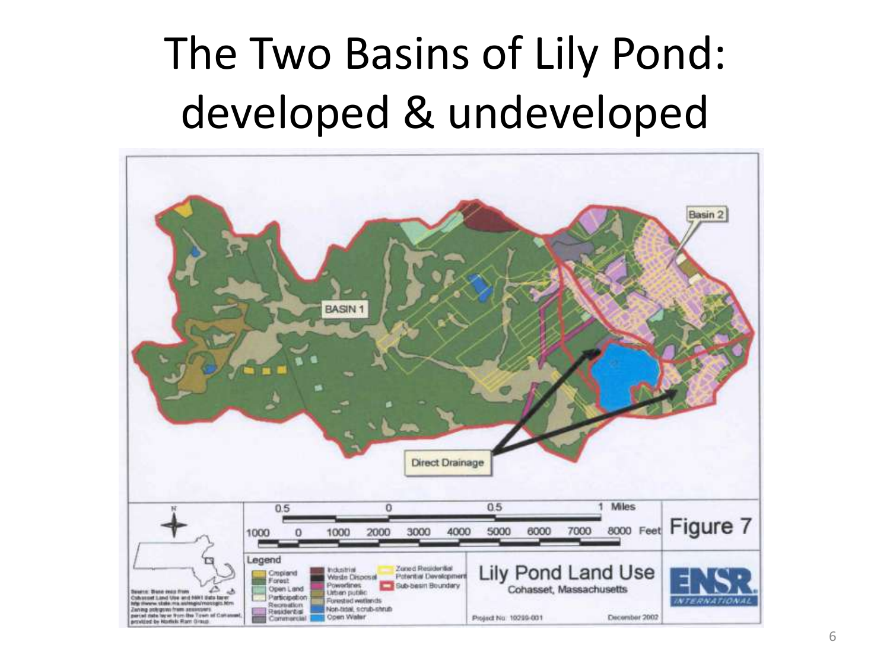# The Two Basins of Lily Pond: developed & undeveloped

BASIN 1

Basin 2

Direct Drainage

0.5 0 0.5 1 Miles

1000 0 1000 2000 3000 4000 5000 6000 7000 8000 Feet

Figure 7

Legend

Cropland
Forest
Open Land
Participation Recreation
Residential
Commercial
Industrial
Waste Disposal
Powerlines
Urban public
Forested wetlands
Non-tidal, scrub-shrub
Open Water
Zoned Residential Potential Development
Sub-basin Boundary

Lily Pond Land Use

Cohasset, Massachusetts

ENSR INTERNATIONAL

Project No. 10299-001

December 2002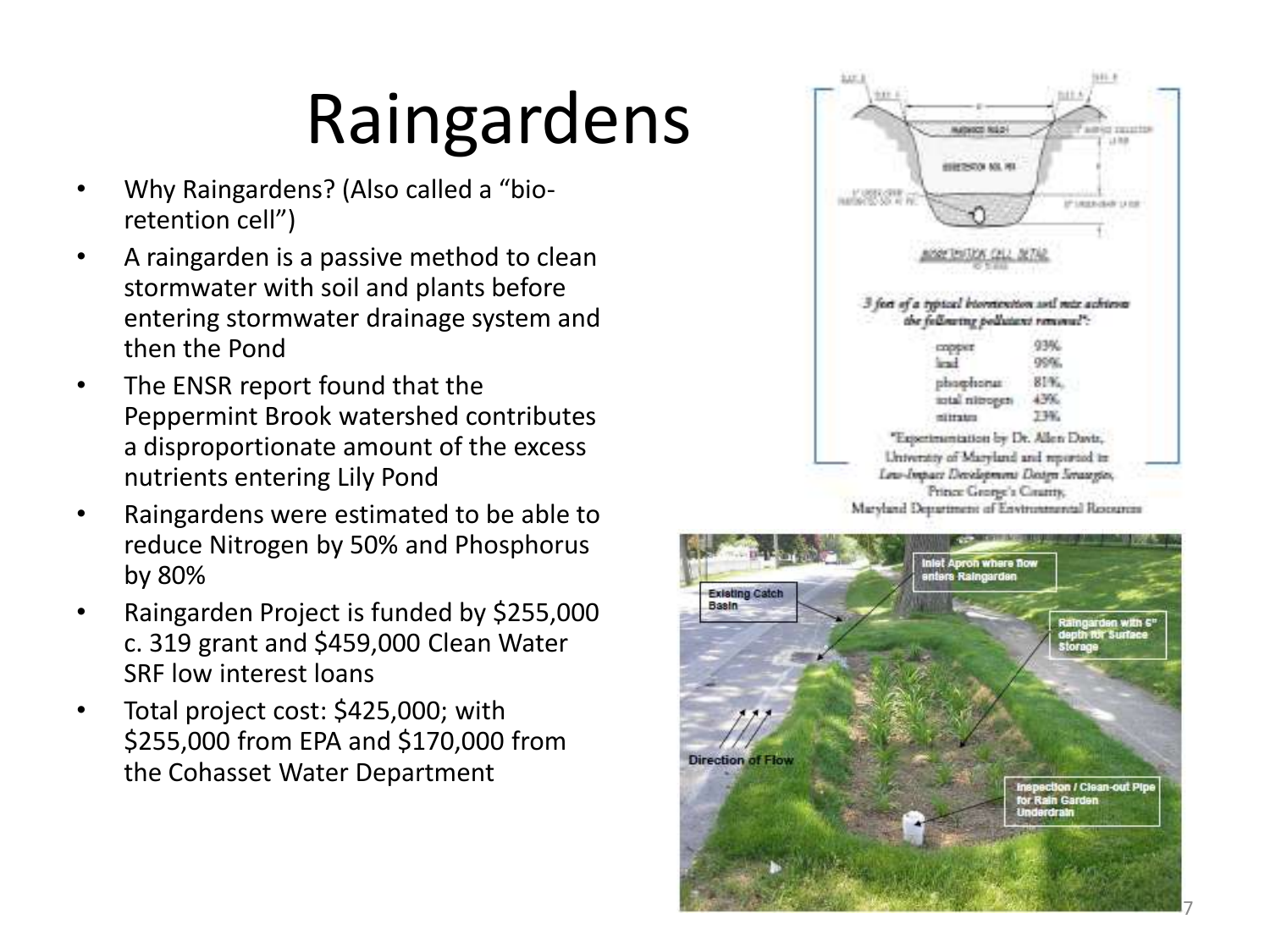# Raingardens

- Why Raingardens? (Also called a "bio-retention cell")
- A raingarden is a passive method to clean stormwater with soil and plants before entering stormwater drainage system and then the Pond
- The ENSR report found that the Peppermint Brook watershed contributes a disproportionate amount of the excess nutrients entering Lily Pond
- Raingardens were estimated to be able to reduce Nitrogen by 50% and Phosphorus by 80%
- Raingarden Project is funded by $255,000 c. 319 grant and $459,000 Clean Water SRF low interest loans
- Total project cost: $425,000; with $255,000 from EPA and $170,000 from the Cohasset Water Department

*3 feet of a typical bioretention soil mix achieves the following pollutant removal*:*

| | |
|---|---|
| copper | 93% |
| lead | 99% |
| phosphorus | 81% |
| total nitrogen | 43% |
| nitrates | 23% |

*Experimentation by Dr. Allen Davis, University of Maryland and reported in *Low-Impact Development Design Strategies*, Prince George's County, Maryland Department of Environmental Resources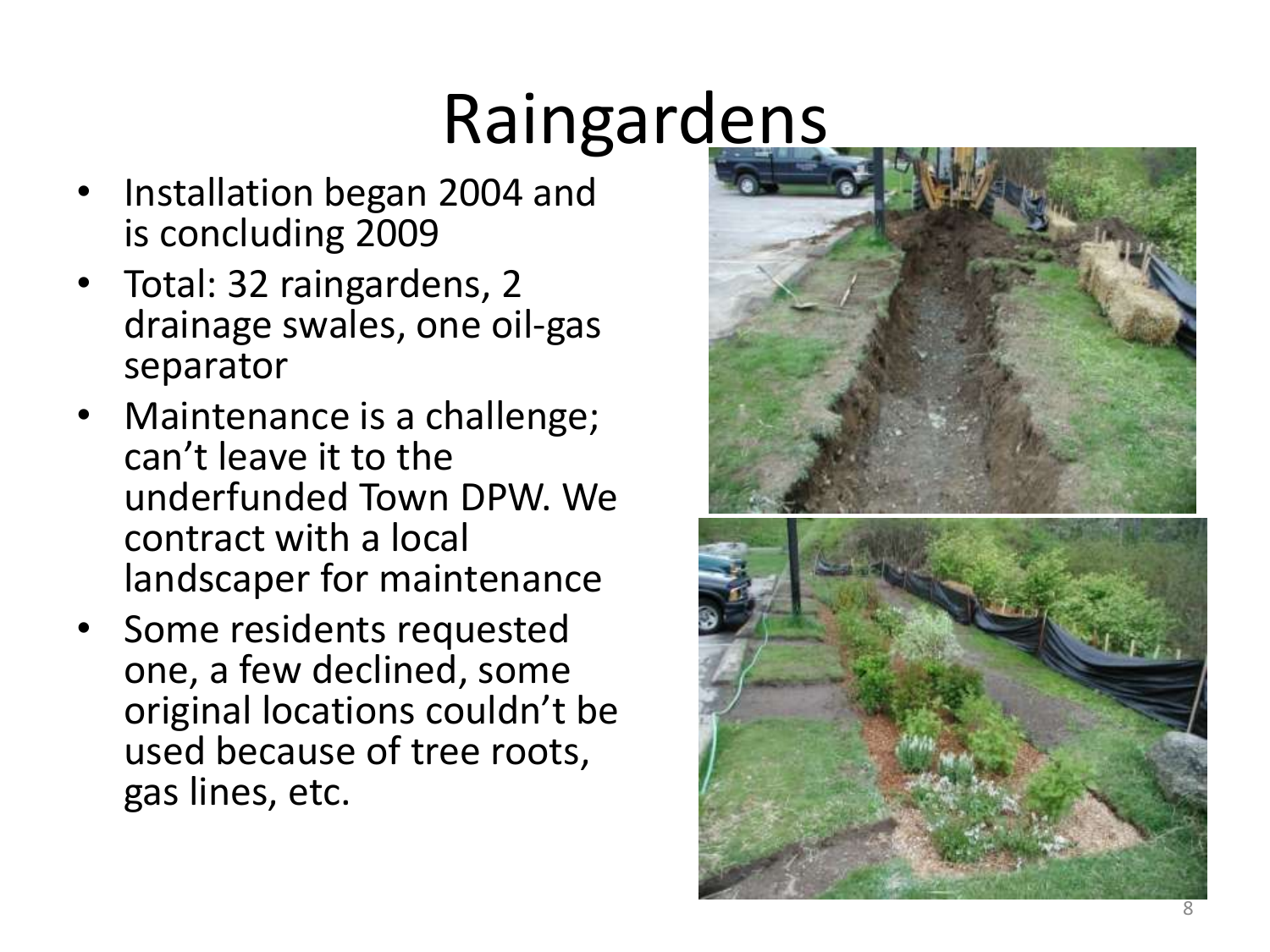# Raingardens

- Installation began 2004 and is concluding 2009
- Total: 32 raingardens, 2 drainage swales, one oil-gas separator
- Maintenance is a challenge; can't leave it to the underfunded Town DPW. We contract with a local landscaper for maintenance
- Some residents requested one, a few declined, some original locations couldn't be used because of tree roots, gas lines, etc.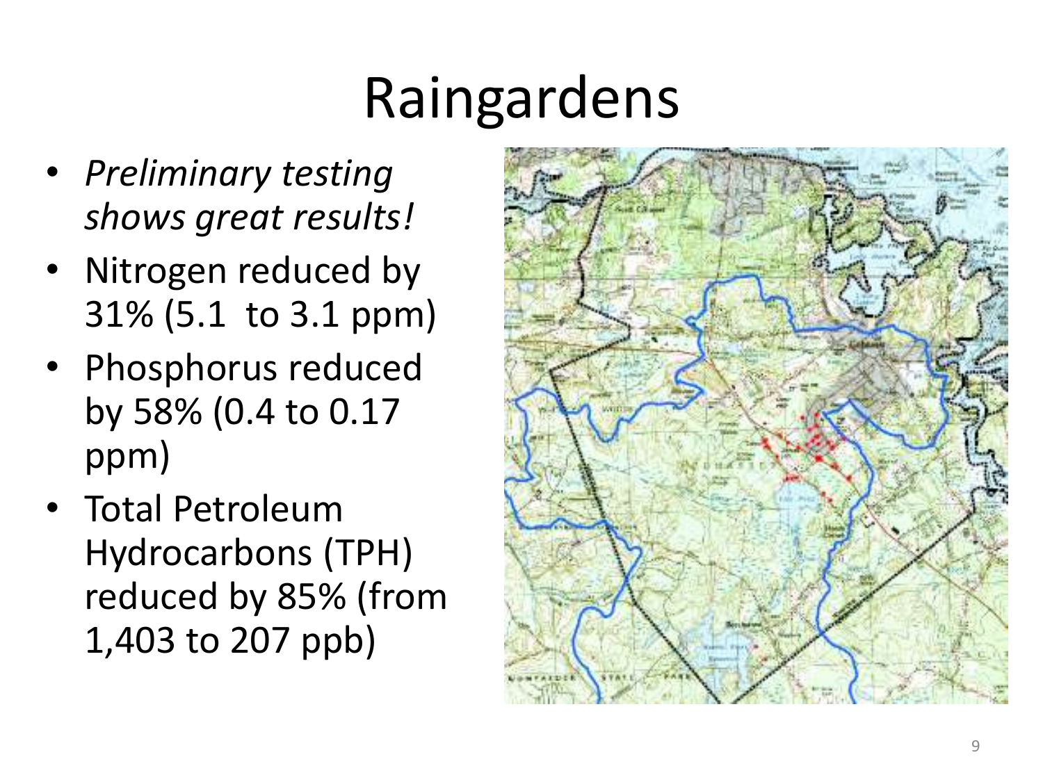# Raingardens

- *Preliminary testing shows great results!*
- Nitrogen reduced by 31% (5.1  to 3.1 ppm)
- Phosphorus reduced by 58% (0.4 to 0.17 ppm)
- Total Petroleum Hydrocarbons (TPH) reduced by 85% (from 1,403 to 207 ppb)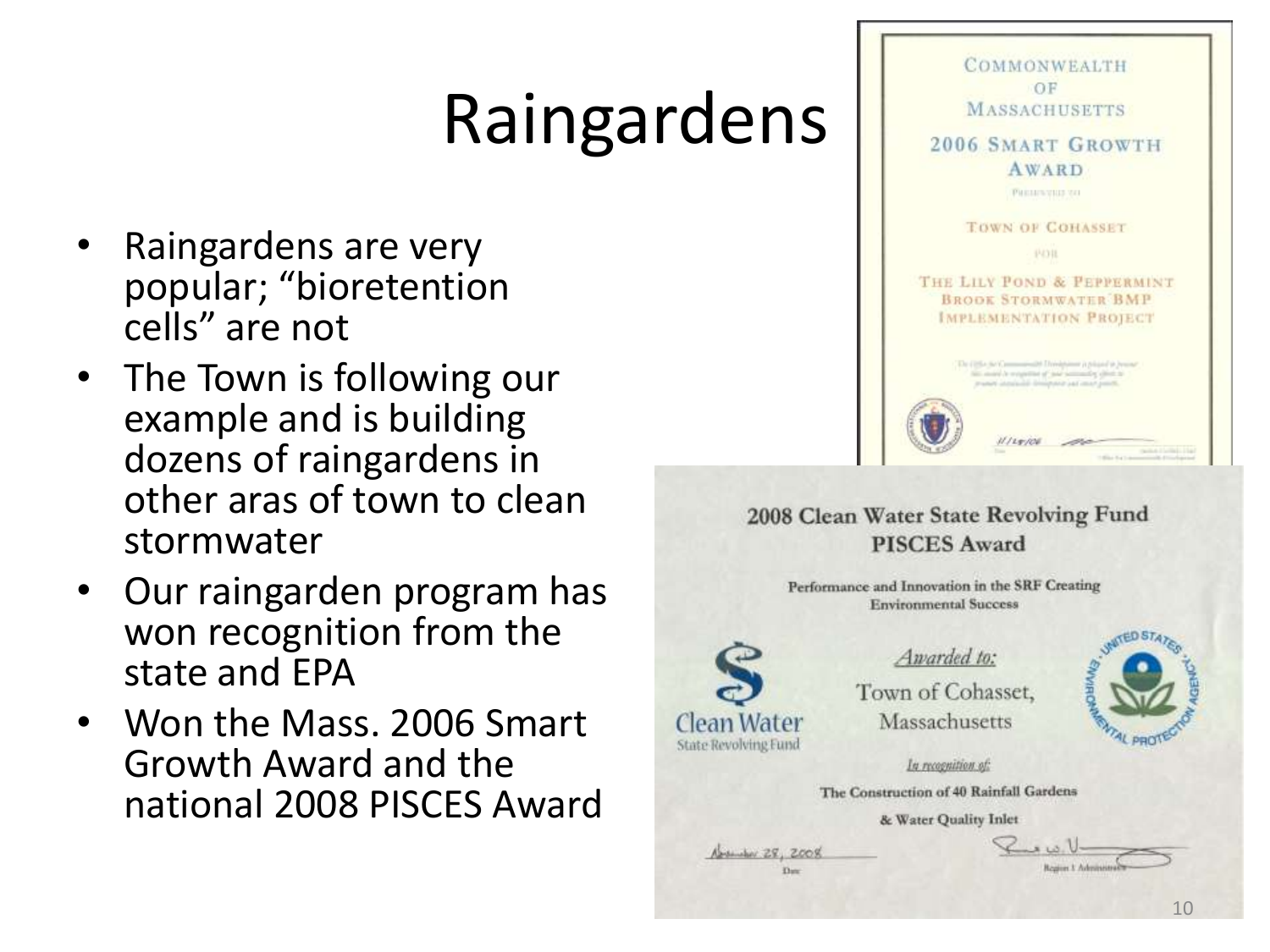# Raingardens

- Raingardens are very popular; “bioretention cells” are not
- The Town is following our example and is building dozens of raingardens in other aras of town to clean stormwater
- Our raingarden program has won recognition from the state and EPA
- Won the Mass. 2006 Smart Growth Award and the national 2008 PISCES Award

COMMONWEALTH OF MASSACHUSETTS

2006 SMART GROWTH AWARD

PRESENTED TO

TOWN OF COHASSET

FOR

THE LILY POND & PEPPERMINT BROOK STORMWATER BMP IMPLEMENTATION PROJECT

2008 Clean Water State Revolving Fund PISCES Award

Performance and Innovation in the SRF Creating Environmental Success

Clean Water State Revolving Fund

*Awarded to:*

Town of Cohasset, Massachusetts

*In recognition of:*

The Construction of 40 Rainfall Gardens & Water Quality Inlet

November 28, 2008

Date

Region 1 Administrator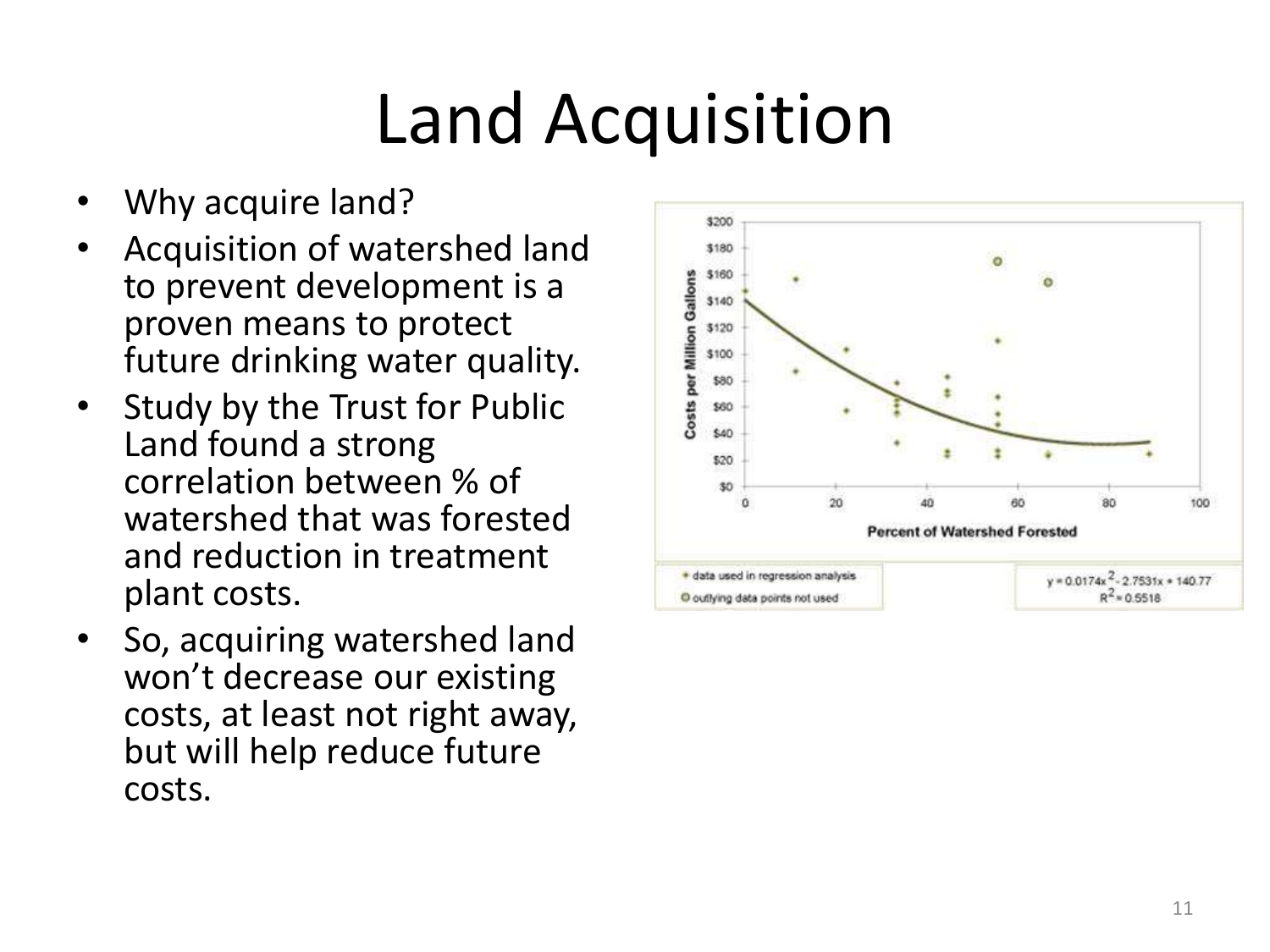# Land Acquisition

- Why acquire land?
- Acquisition of watershed land to prevent development is a proven means to protect future drinking water quality.
- Study by the Trust for Public Land found a strong correlation between % of watershed that was forested and reduction in treatment plant costs.
- So, acquiring watershed land won't decrease our existing costs, at least not right away, but will help reduce future costs.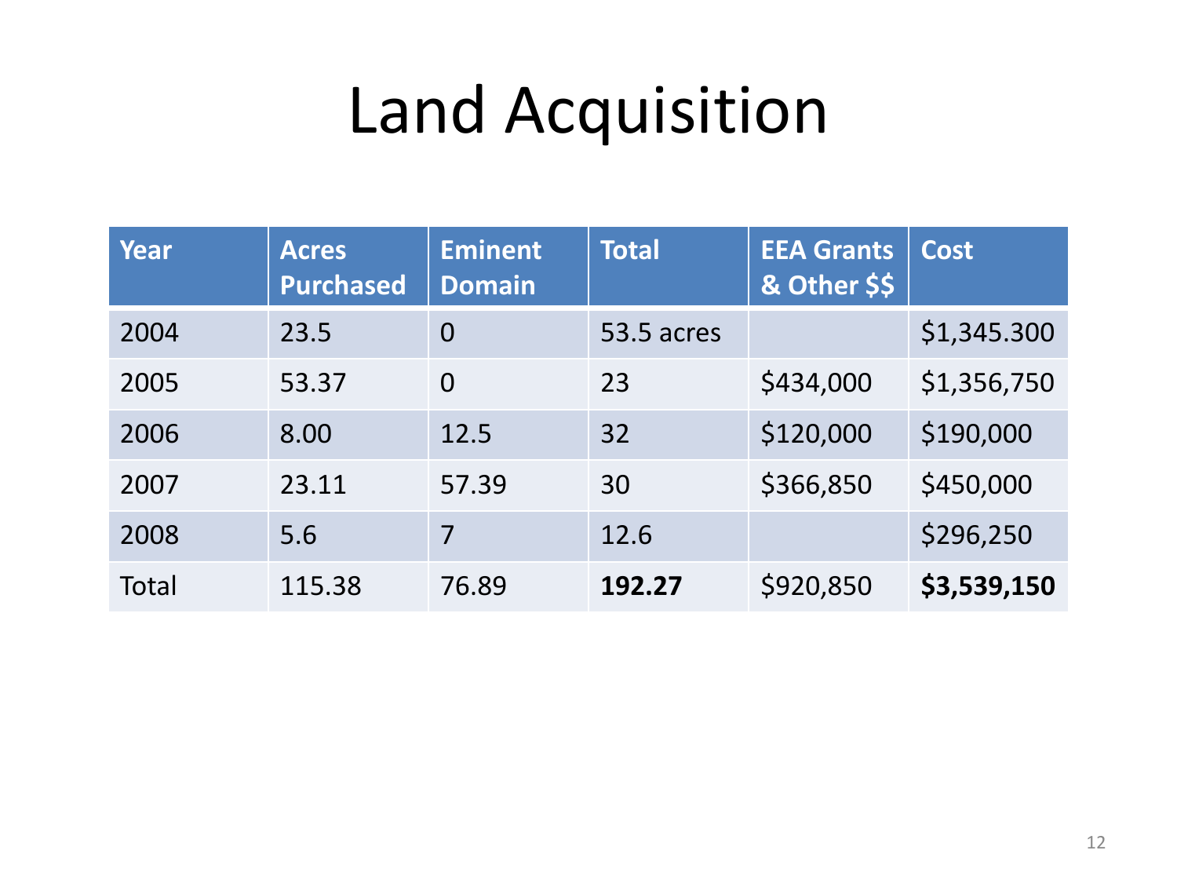# Land Acquisition

| Year | Acres Purchased | Eminent Domain | Total | EEA Grants & Other $$ | Cost |
|---|---|---|---|---|---|
| 2004 | 23.5 | 0 | 53.5 acres | | $1,345.300 |
| 2005 | 53.37 | 0 | 23 | $434,000 | $1,356,750 |
| 2006 | 8.00 | 12.5 | 32 | $120,000 | $190,000 |
| 2007 | 23.11 | 57.39 | 30 | $366,850 | $450,000 |
| 2008 | 5.6 | 7 | 12.6 | | $296,250 |
| Total | 115.38 | 76.89 | **192.27** | $920,850 | **$3,539,150** |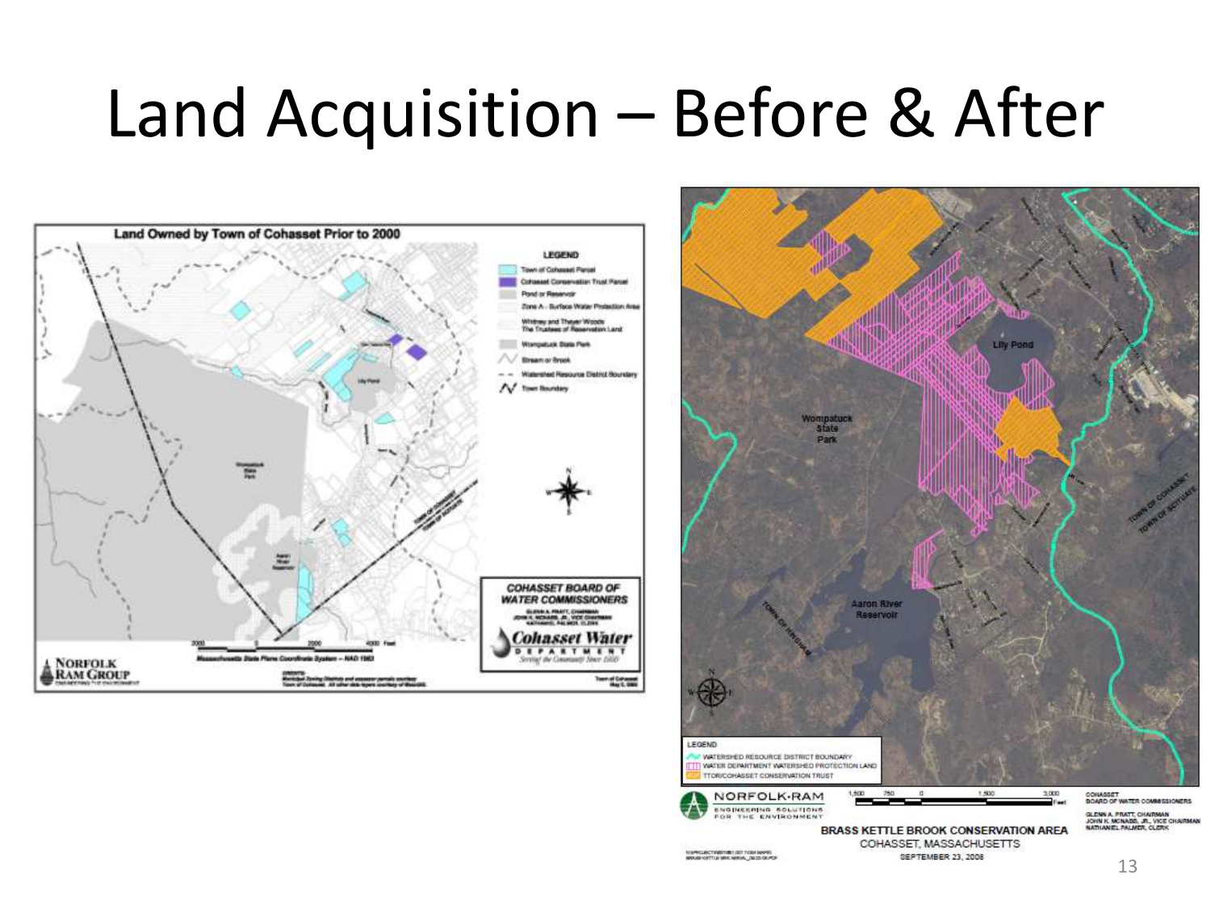# Land Acquisition – Before & After

**Land Owned by Town of Cohasset Prior to 2000**

**LEGEND**

- Town of Cohasset Parcel
- Cohasset Conservation Trust Parcel
- Pond or Reservoir
- Zone A - Surface Water Protection Area
- Whitney and Thayer Woods The Trustees of Reservation Land
- Wompatuck State Park
- Stream or Brook
- Watershed Resource District Boundary
- Town Boundary

**COHASSET BOARD OF WATER COMMISSIONERS**

**Cohasset Water Department**

Massachusetts State Plane Coordinate System – NAD 1983

NORFOLK RAM GROUP

---

**LEGEND**

- WATERSHED RESOURCE DISTRICT BOUNDARY
- WATER DEPARTMENT WATERSHED PROTECTION LAND
- TTOR/COHASSET CONSERVATION TRUST

NORFOLK-RAM ENGINEERING SOLUTIONS FOR THE ENVIRONMENT

COHASSET BOARD OF WATER COMMISSIONERS

GLENN A. PRATT, CHAIRMAN
JOHN K. MCNABB, JR., VICE CHAIRMAN
NATHANIEL PALMER, CLERK

**BRASS KETTLE BROOK CONSERVATION AREA**
COHASSET, MASSACHUSETTS
SEPTEMBER 23, 2008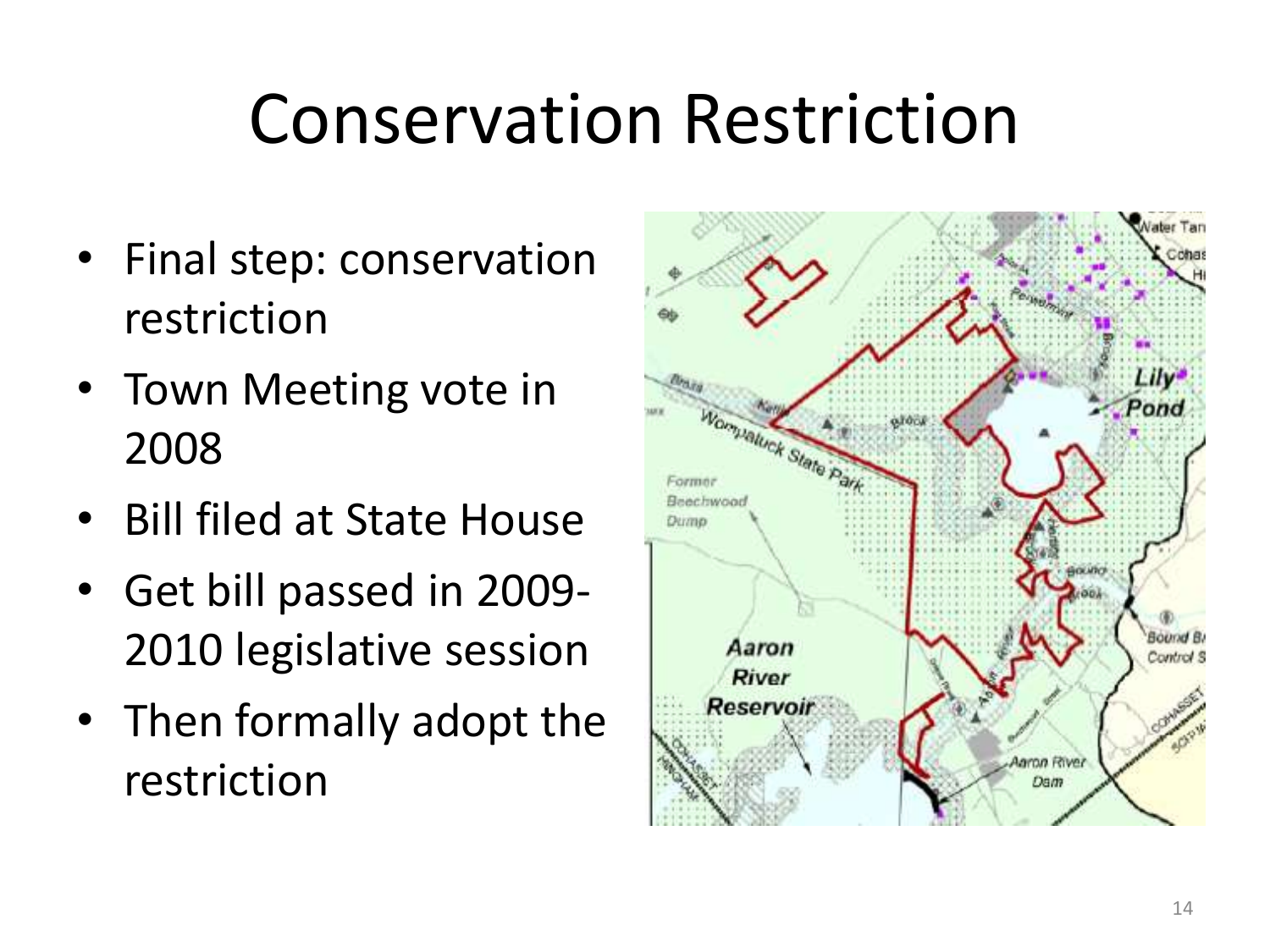# Conservation Restriction

- Final step: conservation restriction
- Town Meeting vote in 2008
- Bill filed at State House
- Get bill passed in 2009-2010 legislative session
- Then formally adopt the restriction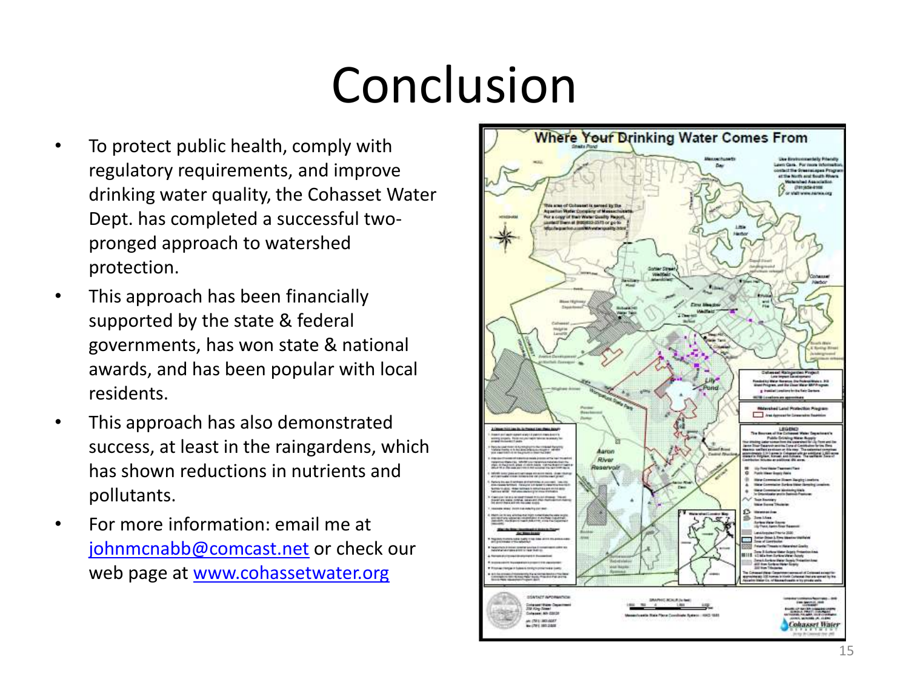# Conclusion

- To protect public health, comply with regulatory requirements, and improve drinking water quality, the Cohasset Water Dept. has completed a successful two-pronged approach to watershed protection.
- This approach has been financially supported by the state & federal governments, has won state & national awards, and has been popular with local residents.
- This approach has also demonstrated success, at least in the raingardens, which has shown reductions in nutrients and pollutants.
- For more information: email me at johnmcnabb@comcast.net or check our web page at www.cohassetwater.org